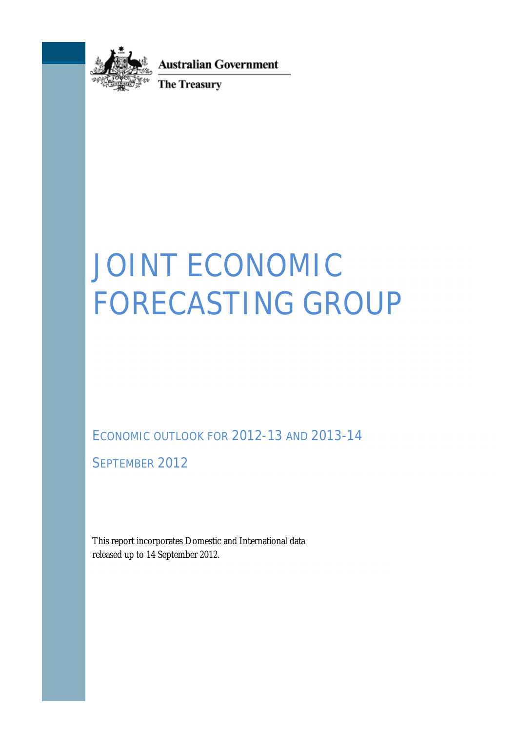Australian Government

The Treasury

# JOINT ECONOMIC FORECASTING GROUP

## ECONOMIC OUTLOOK FOR 2012-13 AND 2013-14

## SEPTEMBER 2012

This report incorporates Domestic and International data released up to 14 September 2012.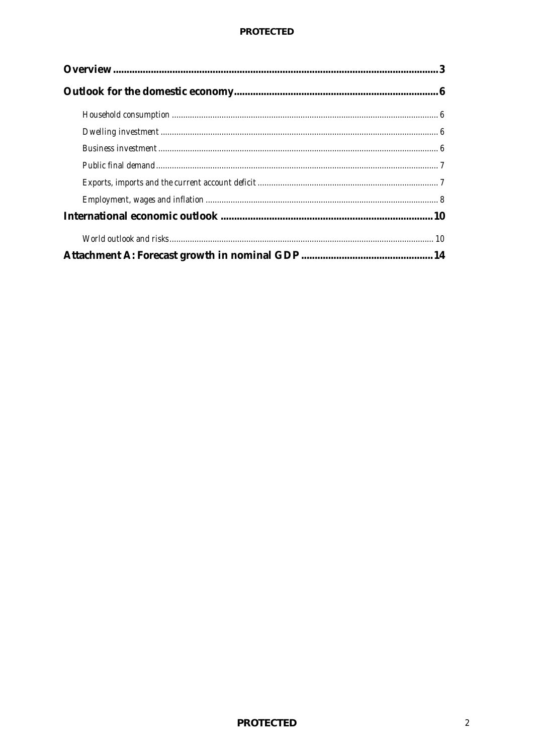**Overview** ...................................................................................................................... 3

**Outlook for the domestic economy** .......................................................................... 6

*Household consumption* ..................................................................................................................... 6

*Dwelling investment* .......................................................................................................................... 6

*Business investment* .......................................................................................................................... 6

*Public final demand* ............................................................................................................................ 7

*Exports, imports and the current account deficit* ................................................................................ 7

*Employment, wages and inflation* ...................................................................................................... 8

**International economic outlook** ............................................................................ 10

*World outlook and risks* .................................................................................................................... 10

**Attachment A: Forecast growth in nominal GDP** ................................................ 14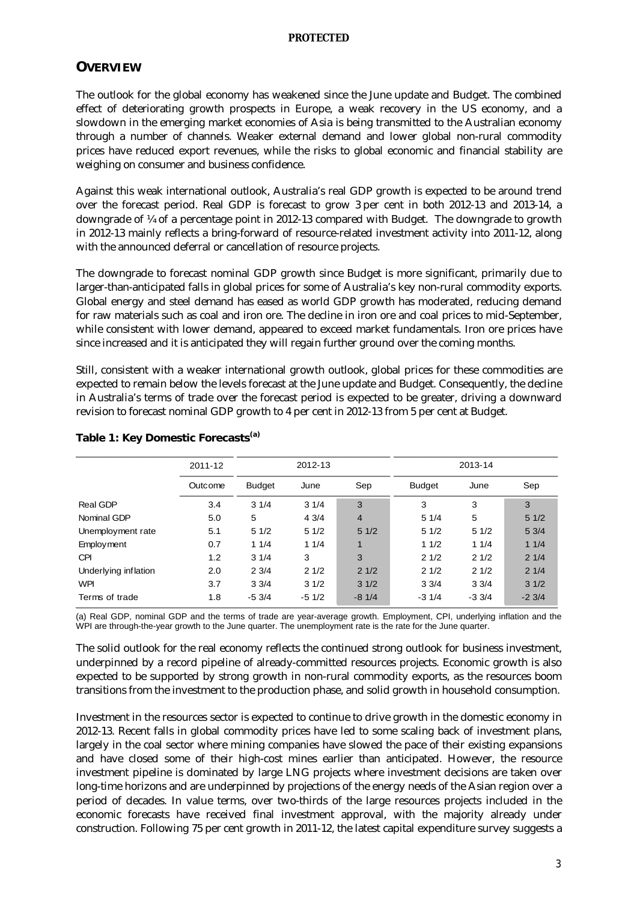## OVERVIEW

The outlook for the global economy has weakened since the June update and Budget. The combined effect of deteriorating growth prospects in Europe, a weak recovery in the US economy, and a slowdown in the emerging market economies of Asia is being transmitted to the Australian economy through a number of channels. Weaker external demand and lower global non-rural commodity prices have reduced export revenues, while the risks to global economic and financial stability are weighing on consumer and business confidence.

Against this weak international outlook, Australia's real GDP growth is expected to be around trend over the forecast period. Real GDP is forecast to grow 3 per cent in both 2012-13 and 2013-14, a downgrade of ¼ of a percentage point in 2012-13 compared with Budget. The downgrade to growth in 2012-13 mainly reflects a bring-forward of resource-related investment activity into 2011-12, along with the announced deferral or cancellation of resource projects.

The downgrade to forecast nominal GDP growth since Budget is more significant, primarily due to larger-than-anticipated falls in global prices for some of Australia's key non-rural commodity exports. Global energy and steel demand has eased as world GDP growth has moderated, reducing demand for raw materials such as coal and iron ore. The decline in iron ore and coal prices to mid-September, while consistent with lower demand, appeared to exceed market fundamentals. Iron ore prices have since increased and it is anticipated they will regain further ground over the coming months.

Still, consistent with a weaker international growth outlook, global prices for these commodities are expected to remain below the levels forecast at the June update and Budget. Consequently, the decline in Australia's terms of trade over the forecast period is expected to be greater, driving a downward revision to forecast nominal GDP growth to 4 per cent in 2012-13 from 5 per cent at Budget.

**Table 1: Key Domestic Forecasts[(a)]**

| | 2011-12 | 2012-13 | | | 2013-14 | | |
|---|---|---|---|---|---|---|---|
| | Outcome | Budget | June | Sep | Budget | June | Sep |
| Real GDP | 3.4 | 3 1/4 | 3 1/4 | 3 | 3 | 3 | 3 |
| Nominal GDP | 5.0 | 5 | 4 3/4 | 4 | 5 1/4 | 5 | 5 1/2 |
| Unemployment rate | 5.1 | 5 1/2 | 5 1/2 | 5 1/2 | 5 1/2 | 5 1/2 | 5 3/4 |
| Employment | 0.7 | 1 1/4 | 1 1/4 | 1 | 1 1/2 | 1 1/4 | 1 1/4 |
| CPI | 1.2 | 3 1/4 | 3 | 3 | 2 1/2 | 2 1/2 | 2 1/4 |
| Underlying inflation | 2.0 | 2 3/4 | 2 1/2 | 2 1/2 | 2 1/2 | 2 1/2 | 2 1/4 |
| WPI | 3.7 | 3 3/4 | 3 1/2 | 3 1/2 | 3 3/4 | 3 3/4 | 3 1/2 |
| Terms of trade | 1.8 | -5 3/4 | -5 1/2 | -8 1/4 | -3 1/4 | -3 3/4 | -2 3/4 |

(a) Real GDP, nominal GDP and the terms of trade are year-average growth. Employment, CPI, underlying inflation and the WPI are through-the-year growth to the June quarter. The unemployment rate is the rate for the June quarter.

The solid outlook for the real economy reflects the continued strong outlook for business investment, underpinned by a record pipeline of already-committed resources projects. Economic growth is also expected to be supported by strong growth in non-rural commodity exports, as the resources boom transitions from the investment to the production phase, and solid growth in household consumption.

Investment in the resources sector is expected to continue to drive growth in the domestic economy in 2012-13. Recent falls in global commodity prices have led to some scaling back of investment plans, largely in the coal sector where mining companies have slowed the pace of their existing expansions and have closed some of their high-cost mines earlier than anticipated. However, the resource investment pipeline is dominated by large LNG projects where investment decisions are taken over long-time horizons and are underpinned by projections of the energy needs of the Asian region over a period of decades. In value terms, over two-thirds of the large resources projects included in the economic forecasts have received final investment approval, with the majority already under construction. Following 75 per cent growth in 2011-12, the latest capital expenditure survey suggests a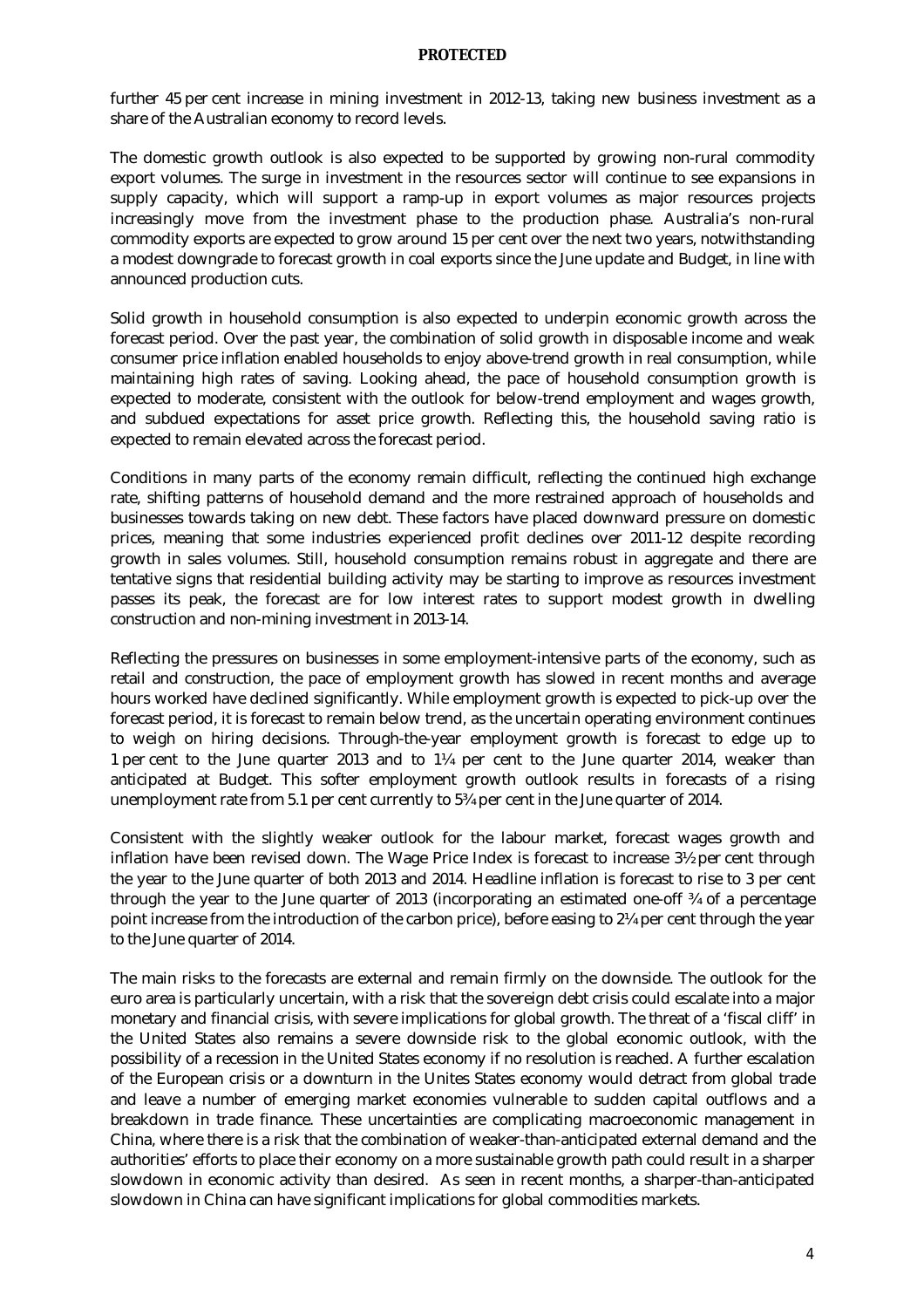further 45 per cent increase in mining investment in 2012-13, taking new business investment as a share of the Australian economy to record levels.

The domestic growth outlook is also expected to be supported by growing non-rural commodity export volumes. The surge in investment in the resources sector will continue to see expansions in supply capacity, which will support a ramp-up in export volumes as major resources projects increasingly move from the investment phase to the production phase. Australia's non-rural commodity exports are expected to grow around 15 per cent over the next two years, notwithstanding a modest downgrade to forecast growth in coal exports since the June update and Budget, in line with announced production cuts.

Solid growth in household consumption is also expected to underpin economic growth across the forecast period. Over the past year, the combination of solid growth in disposable income and weak consumer price inflation enabled households to enjoy above-trend growth in real consumption, while maintaining high rates of saving. Looking ahead, the pace of household consumption growth is expected to moderate, consistent with the outlook for below-trend employment and wages growth, and subdued expectations for asset price growth. Reflecting this, the household saving ratio is expected to remain elevated across the forecast period.

Conditions in many parts of the economy remain difficult, reflecting the continued high exchange rate, shifting patterns of household demand and the more restrained approach of households and businesses towards taking on new debt. These factors have placed downward pressure on domestic prices, meaning that some industries experienced profit declines over 2011-12 despite recording growth in sales volumes. Still, household consumption remains robust in aggregate and there are tentative signs that residential building activity may be starting to improve as resources investment passes its peak, the forecast are for low interest rates to support modest growth in dwelling construction and non-mining investment in 2013-14.

Reflecting the pressures on businesses in some employment-intensive parts of the economy, such as retail and construction, the pace of employment growth has slowed in recent months and average hours worked have declined significantly. While employment growth is expected to pick-up over the forecast period, it is forecast to remain below trend, as the uncertain operating environment continues to weigh on hiring decisions. Through-the-year employment growth is forecast to edge up to 1 per cent to the June quarter 2013 and to 1¼ per cent to the June quarter 2014, weaker than anticipated at Budget. This softer employment growth outlook results in forecasts of a rising unemployment rate from 5.1 per cent currently to 5¾ per cent in the June quarter of 2014.

Consistent with the slightly weaker outlook for the labour market, forecast wages growth and inflation have been revised down. The Wage Price Index is forecast to increase 3½ per cent through the year to the June quarter of both 2013 and 2014. Headline inflation is forecast to rise to 3 per cent through the year to the June quarter of 2013 (incorporating an estimated one-off ¾ of a percentage point increase from the introduction of the carbon price), before easing to 2¼ per cent through the year to the June quarter of 2014.

The main risks to the forecasts are external and remain firmly on the downside. The outlook for the euro area is particularly uncertain, with a risk that the sovereign debt crisis could escalate into a major monetary and financial crisis, with severe implications for global growth. The threat of a 'fiscal cliff' in the United States also remains a severe downside risk to the global economic outlook, with the possibility of a recession in the United States economy if no resolution is reached. A further escalation of the European crisis or a downturn in the Unites States economy would detract from global trade and leave a number of emerging market economies vulnerable to sudden capital outflows and a breakdown in trade finance. These uncertainties are complicating macroeconomic management in China, where there is a risk that the combination of weaker-than-anticipated external demand and the authorities' efforts to place their economy on a more sustainable growth path could result in a sharper slowdown in economic activity than desired. As seen in recent months, a sharper-than-anticipated slowdown in China can have significant implications for global commodities markets.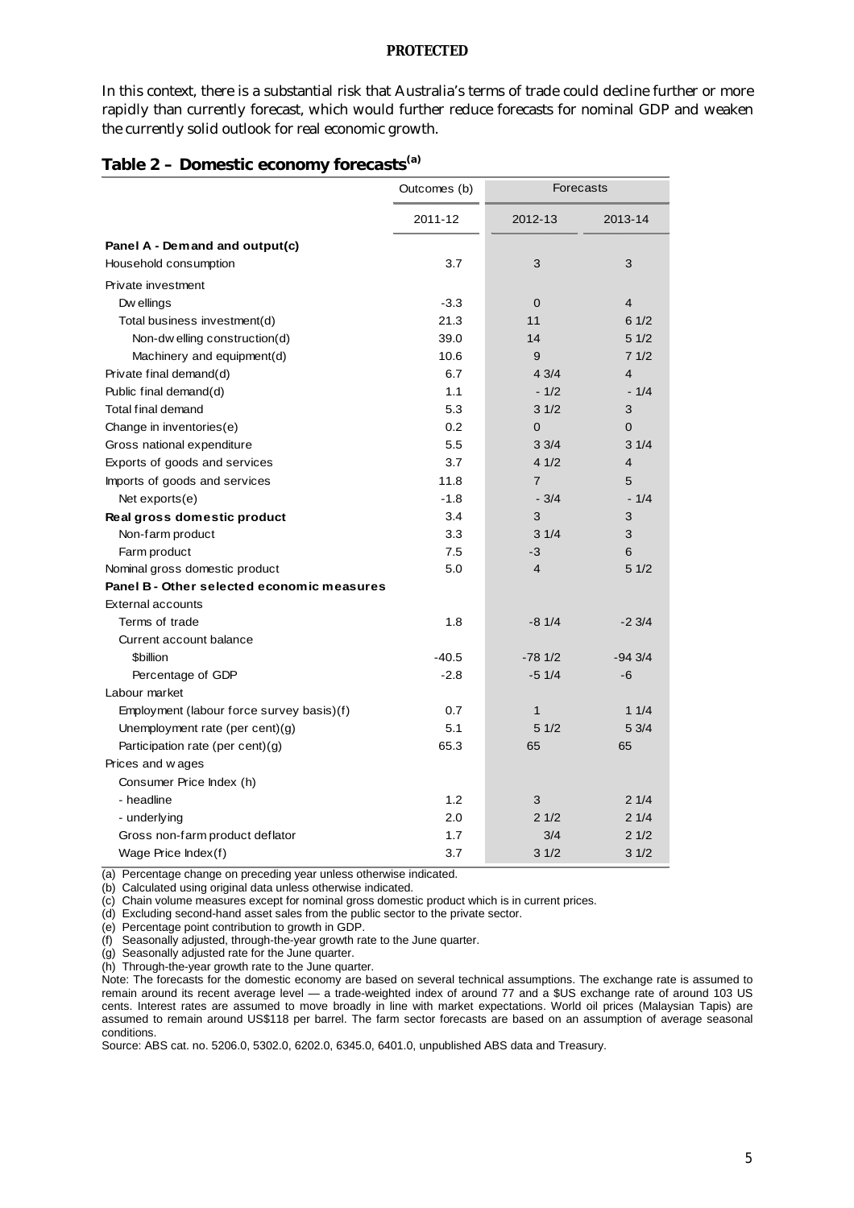In this context, there is a substantial risk that Australia's terms of trade could decline further or more rapidly than currently forecast, which would further reduce forecasts for nominal GDP and weaken the currently solid outlook for real economic growth.

## Table 2 – Domestic economy forecasts[(a)]

| | Outcomes (b) | Forecasts | |
|---|---|---|---|
| | 2011-12 | 2012-13 | 2013-14 |
| **Panel A - Demand and output(c)** | | | |
| Household consumption | 3.7 | 3 | 3 |
| Private investment | | | |
| Dwellings | -3.3 | 0 | 4 |
| Total business investment(d) | 21.3 | 11 | 6 1/2 |
| Non-dwelling construction(d) | 39.0 | 14 | 5 1/2 |
| Machinery and equipment(d) | 10.6 | 9 | 7 1/2 |
| Private final demand(d) | 6.7 | 4 3/4 | 4 |
| Public final demand(d) | 1.1 | - 1/2 | - 1/4 |
| Total final demand | 5.3 | 3 1/2 | 3 |
| Change in inventories(e) | 0.2 | 0 | 0 |
| Gross national expenditure | 5.5 | 3 3/4 | 3 1/4 |
| Exports of goods and services | 3.7 | 4 1/2 | 4 |
| Imports of goods and services | 11.8 | 7 | 5 |
| Net exports(e) | -1.8 | - 3/4 | - 1/4 |
| **Real gross domestic product** | 3.4 | 3 | 3 |
| Non-farm product | 3.3 | 3 1/4 | 3 |
| Farm product | 7.5 | -3 | 6 |
| Nominal gross domestic product | 5.0 | 4 | 5 1/2 |
| **Panel B - Other selected economic measures** | | | |
| External accounts | | | |
| Terms of trade | 1.8 | -8 1/4 | -2 3/4 |
| Current account balance | | | |
| $billion | -40.5 | -78 1/2 | -94 3/4 |
| Percentage of GDP | -2.8 | -5 1/4 | -6 |
| Labour market | | | |
| Employment (labour force survey basis)(f) | 0.7 | 1 | 1 1/4 |
| Unemployment rate (per cent)(g) | 5.1 | 5 1/2 | 5 3/4 |
| Participation rate (per cent)(g) | 65.3 | 65 | 65 |
| Prices and wages | | | |
| Consumer Price Index (h) | | | |
| - headline | 1.2 | 3 | 2 1/4 |
| - underlying | 2.0 | 2 1/2 | 2 1/4 |
| Gross non-farm product deflator | 1.7 | 3/4 | 2 1/2 |
| Wage Price Index(f) | 3.7 | 3 1/2 | 3 1/2 |

(a) Percentage change on preceding year unless otherwise indicated.
(b) Calculated using original data unless otherwise indicated.
(c) Chain volume measures except for nominal gross domestic product which is in current prices.
(d) Excluding second-hand asset sales from the public sector to the private sector.
(e) Percentage point contribution to growth in GDP.
(f) Seasonally adjusted, through-the-year growth rate to the June quarter.
(g) Seasonally adjusted rate for the June quarter.
(h) Through-the-year growth rate to the June quarter.

Note: The forecasts for the domestic economy are based on several technical assumptions. The exchange rate is assumed to remain around its recent average level — a trade-weighted index of around 77 and a $US exchange rate of around 103 US cents. Interest rates are assumed to move broadly in line with market expectations. World oil prices (Malaysian Tapis) are assumed to remain around US$118 per barrel. The farm sector forecasts are based on an assumption of average seasonal conditions.

Source: ABS cat. no. 5206.0, 5302.0, 6202.0, 6345.0, 6401.0, unpublished ABS data and Treasury.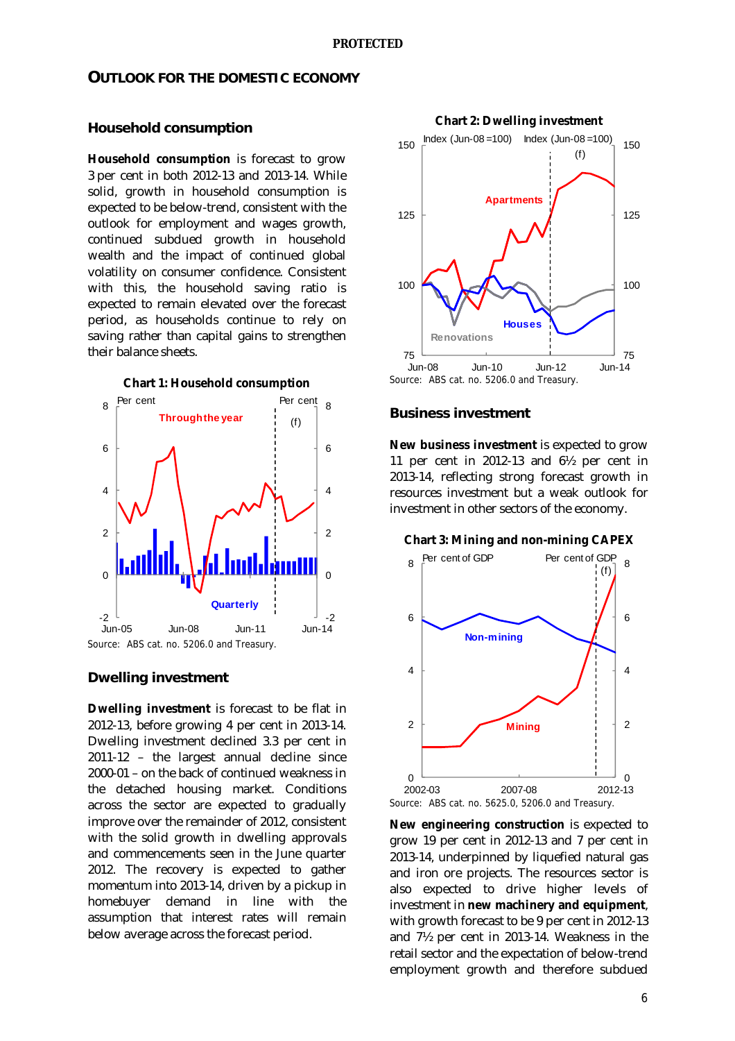## OUTLOOK FOR THE DOMESTIC ECONOMY

### Household consumption

**Household consumption** is forecast to grow 3 per cent in both 2012-13 and 2013-14. While solid, growth in household consumption is expected to be below-trend, consistent with the outlook for employment and wages growth, continued subdued growth in household wealth and the impact of continued global volatility on consumer confidence. Consistent with this, the household saving ratio is expected to remain elevated over the forecast period, as households continue to rely on saving rather than capital gains to strengthen their balance sheets.

**Chart 1: Household consumption**

Source: ABS cat. no. 5206.0 and Treasury.

### Dwelling investment

**Dwelling investment** is forecast to be flat in 2012-13, before growing 4 per cent in 2013-14. Dwelling investment declined 3.3 per cent in 2011-12 – the largest annual decline since 2000-01 – on the back of continued weakness in the detached housing market. Conditions across the sector are expected to gradually improve over the remainder of 2012, consistent with the solid growth in dwelling approvals and commencements seen in the June quarter 2012. The recovery is expected to gather momentum into 2013-14, driven by a pickup in homebuyer demand in line with the assumption that interest rates will remain below average across the forecast period.

**Chart 2: Dwelling investment**

Source: ABS cat. no. 5206.0 and Treasury.

### Business investment

**New business investment** is expected to grow 11 per cent in 2012-13 and 6½ per cent in 2013-14, reflecting strong forecast growth in resources investment but a weak outlook for investment in other sectors of the economy.

**Chart 3: Mining and non-mining CAPEX**

Source: ABS cat. no. 5625.0, 5206.0 and Treasury.

**New engineering construction** is expected to grow 19 per cent in 2012-13 and 7 per cent in 2013-14, underpinned by liquefied natural gas and iron ore projects. The resources sector is also expected to drive higher levels of investment in **new machinery and equipment**, with growth forecast to be 9 per cent in 2012-13 and 7½ per cent in 2013-14. Weakness in the retail sector and the expectation of below-trend employment growth and therefore subdued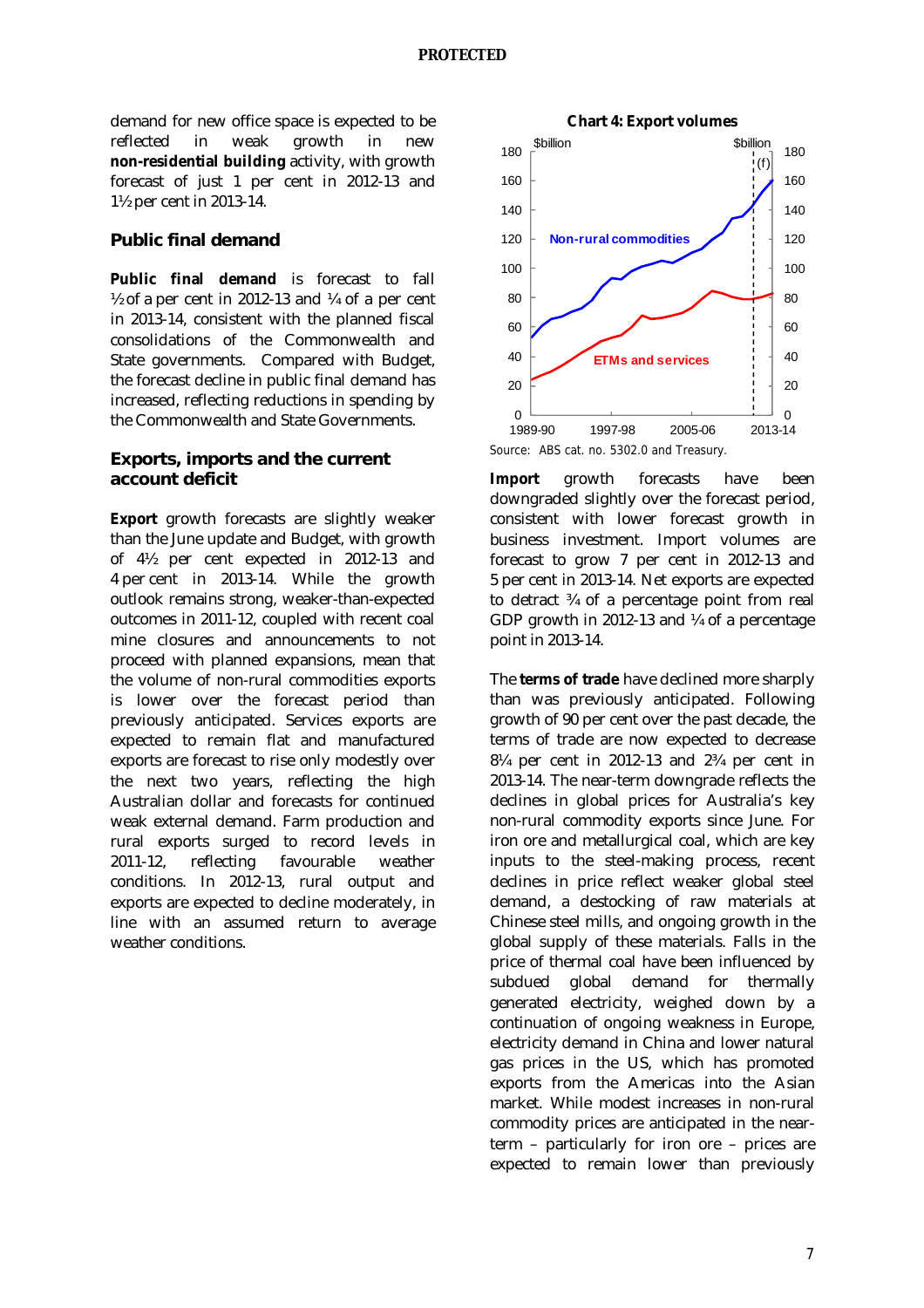demand for new office space is expected to be reflected in weak growth in new **non-residential building** activity, with growth forecast of just 1 per cent in 2012-13 and 1½ per cent in 2013-14.

## Public final demand

**Public final demand** is forecast to fall ½ of a per cent in 2012-13 and ¼ of a per cent in 2013-14, consistent with the planned fiscal consolidations of the Commonwealth and State governments. Compared with Budget, the forecast decline in public final demand has increased, reflecting reductions in spending by the Commonwealth and State Governments.

## Exports, imports and the current account deficit

**Export** growth forecasts are slightly weaker than the June update and Budget, with growth of 4½ per cent expected in 2012-13 and 4 per cent in 2013-14. While the growth outlook remains strong, weaker-than-expected outcomes in 2011-12, coupled with recent coal mine closures and announcements to not proceed with planned expansions, mean that the volume of non-rural commodities exports is lower over the forecast period than previously anticipated. Services exports are expected to remain flat and manufactured exports are forecast to rise only modestly over the next two years, reflecting the high Australian dollar and forecasts for continued weak external demand. Farm production and rural exports surged to record levels in 2011-12, reflecting favourable weather conditions. In 2012-13, rural output and exports are expected to decline moderately, in line with an assumed return to average weather conditions.

**Chart 4: Export volumes**

Source: ABS cat. no. 5302.0 and Treasury.

**Import** growth forecasts have been downgraded slightly over the forecast period, consistent with lower forecast growth in business investment. Import volumes are forecast to grow 7 per cent in 2012-13 and 5 per cent in 2013-14. Net exports are expected to detract ¾ of a percentage point from real GDP growth in 2012-13 and ¼ of a percentage point in 2013-14.

The **terms of trade** have declined more sharply than was previously anticipated. Following growth of 90 per cent over the past decade, the terms of trade are now expected to decrease 8¼ per cent in 2012-13 and 2¾ per cent in 2013-14. The near-term downgrade reflects the declines in global prices for Australia's key non-rural commodity exports since June. For iron ore and metallurgical coal, which are key inputs to the steel-making process, recent declines in price reflect weaker global steel demand, a destocking of raw materials at Chinese steel mills, and ongoing growth in the global supply of these materials. Falls in the price of thermal coal have been influenced by subdued global demand for thermally generated electricity, weighed down by a continuation of ongoing weakness in Europe, electricity demand in China and lower natural gas prices in the US, which has promoted exports from the Americas into the Asian market. While modest increases in non-rural commodity prices are anticipated in the near-term – particularly for iron ore – prices are expected to remain lower than previously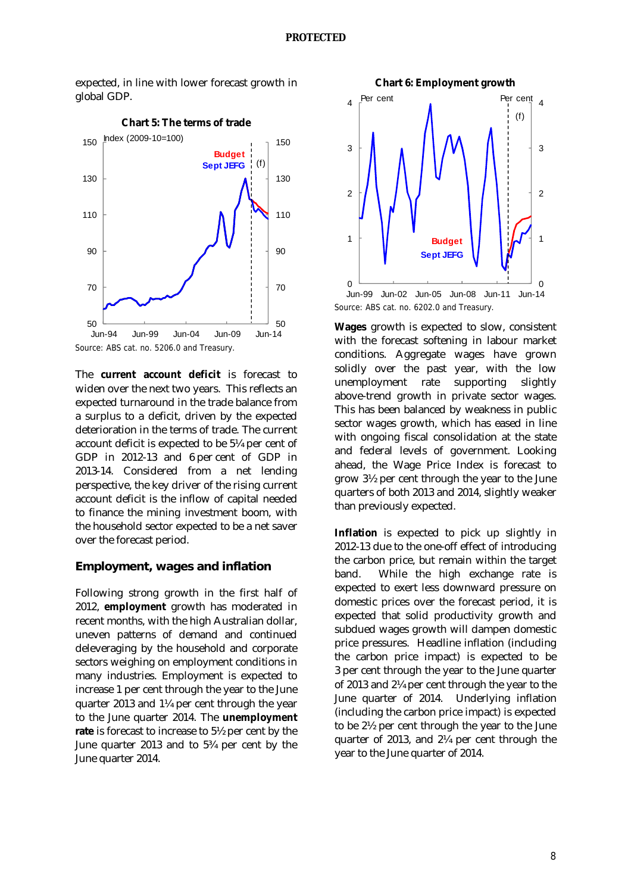expected, in line with lower forecast growth in global GDP.

**Chart 5: The terms of trade**

Source: ABS cat. no. 5206.0 and Treasury.

The **current account deficit** is forecast to widen over the next two years. This reflects an expected turnaround in the trade balance from a surplus to a deficit, driven by the expected deterioration in the terms of trade. The current account deficit is expected to be 5¼ per cent of GDP in 2012-13 and 6 per cent of GDP in 2013-14. Considered from a net lending perspective, the key driver of the rising current account deficit is the inflow of capital needed to finance the mining investment boom, with the household sector expected to be a net saver over the forecast period.

## Employment, wages and inflation

Following strong growth in the first half of 2012, **employment** growth has moderated in recent months, with the high Australian dollar, uneven patterns of demand and continued deleveraging by the household and corporate sectors weighing on employment conditions in many industries. Employment is expected to increase 1 per cent through the year to the June quarter 2013 and 1¼ per cent through the year to the June quarter 2014. The **unemployment rate** is forecast to increase to 5½ per cent by the June quarter 2013 and to 5¾ per cent by the June quarter 2014.

**Chart 6: Employment growth**

Source: ABS cat. no. 6202.0 and Treasury.

**Wages** growth is expected to slow, consistent with the forecast softening in labour market conditions. Aggregate wages have grown solidly over the past year, with the low unemployment rate supporting slightly above-trend growth in private sector wages. This has been balanced by weakness in public sector wages growth, which has eased in line with ongoing fiscal consolidation at the state and federal levels of government. Looking ahead, the Wage Price Index is forecast to grow 3½ per cent through the year to the June quarters of both 2013 and 2014, slightly weaker than previously expected.

**Inflation** is expected to pick up slightly in 2012-13 due to the one-off effect of introducing the carbon price, but remain within the target band. While the high exchange rate is expected to exert less downward pressure on domestic prices over the forecast period, it is expected that solid productivity growth and subdued wages growth will dampen domestic price pressures. Headline inflation (including the carbon price impact) is expected to be 3 per cent through the year to the June quarter of 2013 and 2¼ per cent through the year to the June quarter of 2014. Underlying inflation (including the carbon price impact) is expected to be 2½ per cent through the year to the June quarter of 2013, and 2¼ per cent through the year to the June quarter of 2014.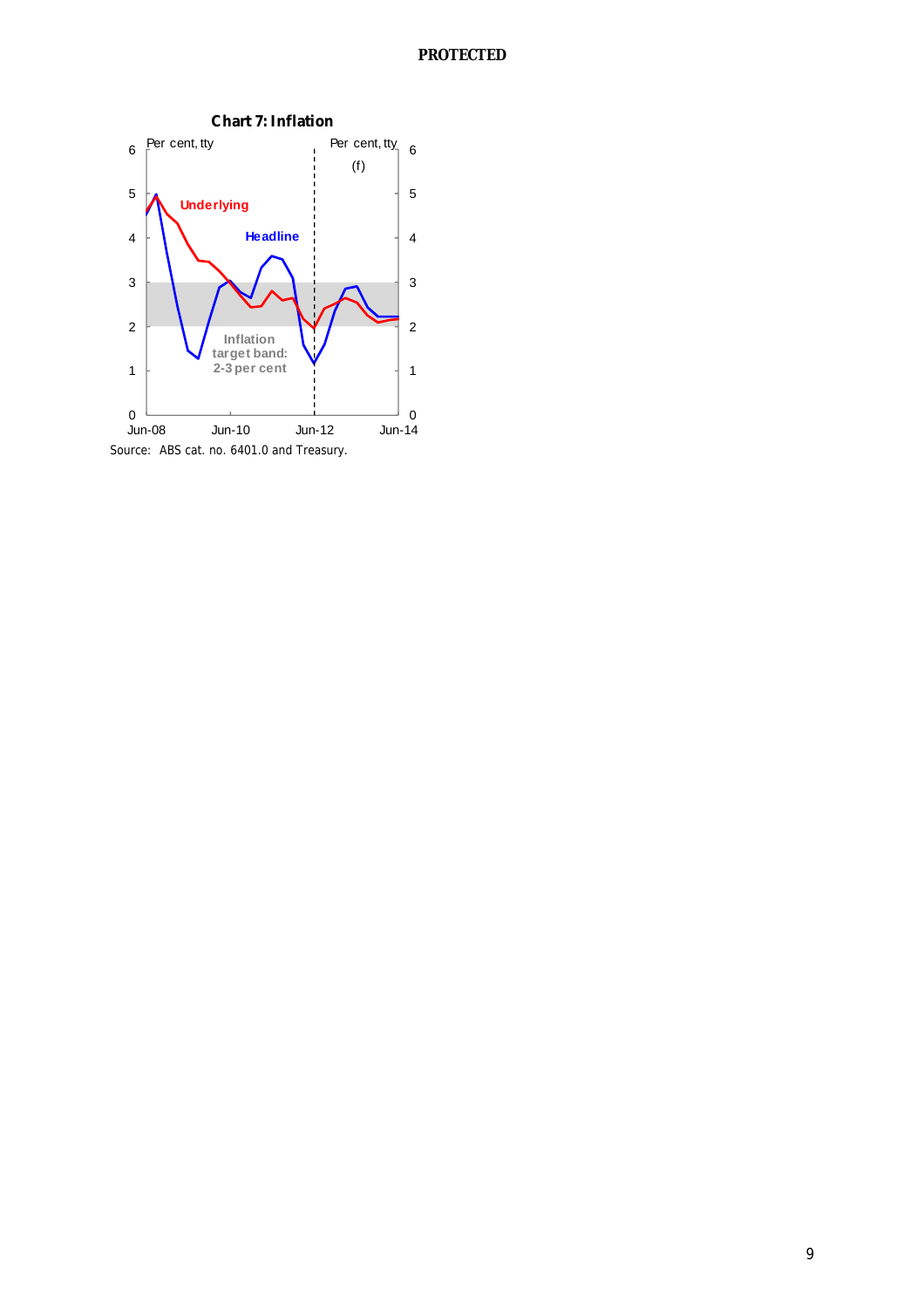**Chart 7: Inflation**

Source: ABS cat. no. 6401.0 and Treasury.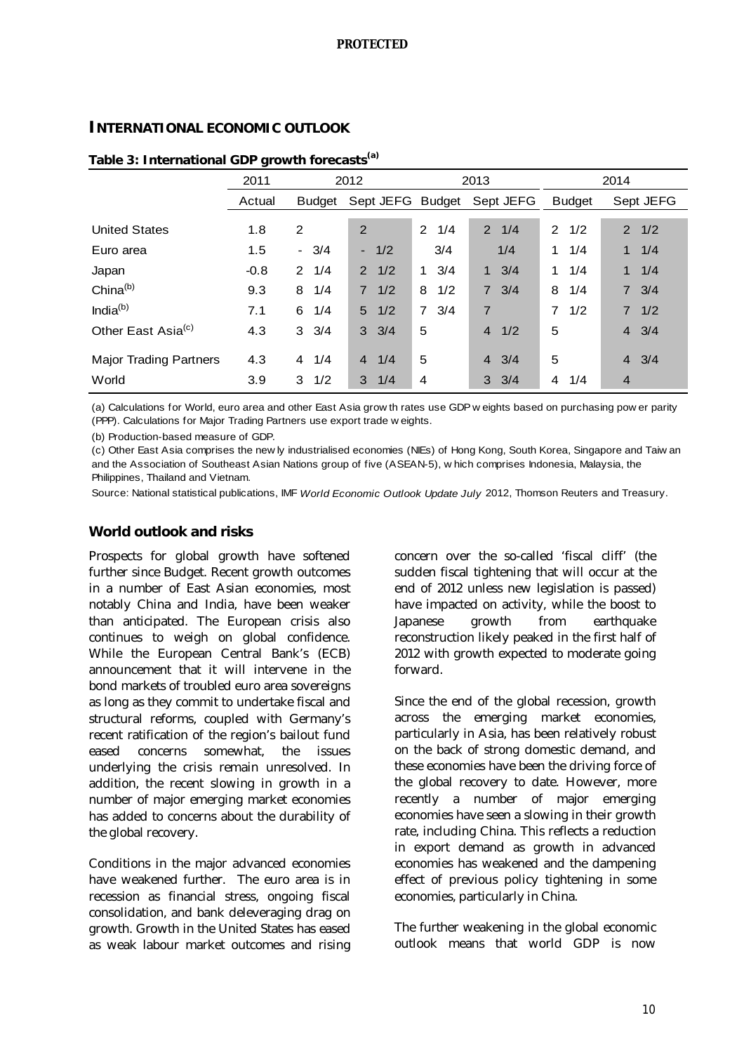**PROTECTED**

# INTERNATIONAL ECONOMIC OUTLOOK

**Table 3: International GDP growth forecasts(a)**

| | 2011 | 2012 | | 2013 | | 2014 | |
|---|---|---|---|---|---|---|---|
| | Actual | Budget | Sept JEFG | Budget | Sept JEFG | Budget | Sept JEFG |
| United States | 1.8 | 2 | 2 | 2 1/4 | 2 1/4 | 2 1/2 | 2 1/2 |
| Euro area | 1.5 | - 3/4 | - 1/2 | 3/4 | 1/4 | 1 1/4 | 1 1/4 |
| Japan | -0.8 | 2 1/4 | 2 1/2 | 1 3/4 | 1 3/4 | 1 1/4 | 1 1/4 |
| China(b) | 9.3 | 8 1/4 | 7 1/2 | 8 1/2 | 7 3/4 | 8 1/4 | 7 3/4 |
| India(b) | 7.1 | 6 1/4 | 5 1/2 | 7 3/4 | 7 | 7 1/2 | 7 1/2 |
| Other East Asia(c) | 4.3 | 3 3/4 | 3 3/4 | 5 | 4 1/2 | 5 | 4 3/4 |
| Major Trading Partners | 4.3 | 4 1/4 | 4 1/4 | 5 | 4 3/4 | 5 | 4 3/4 |
| World | 3.9 | 3 1/2 | 3 1/4 | 4 | 3 3/4 | 4 1/4 | 4 |

(a) Calculations for World, euro area and other East Asia growth rates use GDP weights based on purchasing power parity (PPP). Calculations for Major Trading Partners use export trade weights.

(b) Production-based measure of GDP.

(c) Other East Asia comprises the newly industrialised economies (NIEs) of Hong Kong, South Korea, Singapore and Taiwan and the Association of Southeast Asian Nations group of five (ASEAN-5), which comprises Indonesia, Malaysia, the Philippines, Thailand and Vietnam.

Source: National statistical publications, IMF *World Economic Outlook Update July* 2012, Thomson Reuters and Treasury.

## World outlook and risks

Prospects for global growth have softened further since Budget. Recent growth outcomes in a number of East Asian economies, most notably China and India, have been weaker than anticipated. The European crisis also continues to weigh on global confidence. While the European Central Bank's (ECB) announcement that it will intervene in the bond markets of troubled euro area sovereigns as long as they commit to undertake fiscal and structural reforms, coupled with Germany's recent ratification of the region's bailout fund eased concerns somewhat, the issues underlying the crisis remain unresolved. In addition, the recent slowing in growth in a number of major emerging market economies has added to concerns about the durability of the global recovery.

Conditions in the major advanced economies have weakened further. The euro area is in recession as financial stress, ongoing fiscal consolidation, and bank deleveraging drag on growth. Growth in the United States has eased as weak labour market outcomes and rising concern over the so-called 'fiscal cliff' (the sudden fiscal tightening that will occur at the end of 2012 unless new legislation is passed) have impacted on activity, while the boost to Japanese growth from earthquake reconstruction likely peaked in the first half of 2012 with growth expected to moderate going forward.

Since the end of the global recession, growth across the emerging market economies, particularly in Asia, has been relatively robust on the back of strong domestic demand, and these economies have been the driving force of the global recovery to date. However, more recently a number of major emerging economies have seen a slowing in their growth rate, including China. This reflects a reduction in export demand as growth in advanced economies has weakened and the dampening effect of previous policy tightening in some economies, particularly in China.

The further weakening in the global economic outlook means that world GDP is now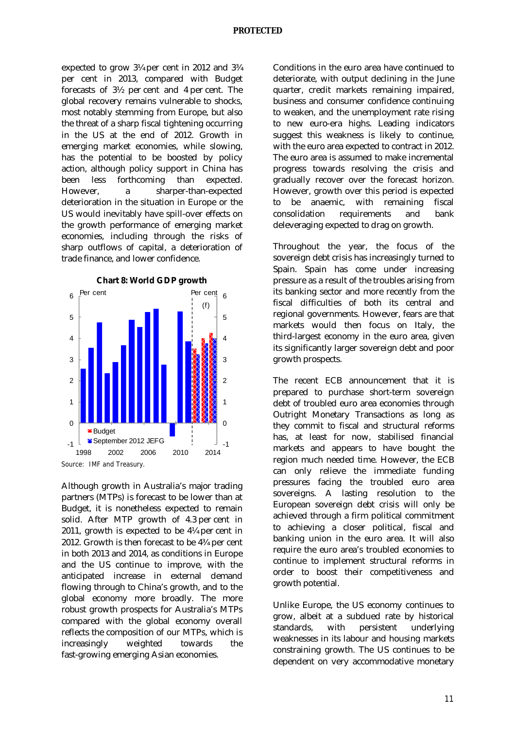expected to grow 3¼ per cent in 2012 and 3¾ per cent in 2013, compared with Budget forecasts of 3½ per cent and 4 per cent. The global recovery remains vulnerable to shocks, most notably stemming from Europe, but also the threat of a sharp fiscal tightening occurring in the US at the end of 2012. Growth in emerging market economies, while slowing, has the potential to be boosted by policy action, although policy support in China has been less forthcoming than expected. However, a sharper-than-expected deterioration in the situation in Europe or the US would inevitably have spill-over effects on the growth performance of emerging market economies, including through the risks of sharp outflows of capital, a deterioration of trade finance, and lower confidence.

**Chart 8: World GDP growth**

Source: IMF and Treasury.

Although growth in Australia's major trading partners (MTPs) is forecast to be lower than at Budget, it is nonetheless expected to remain solid. After MTP growth of 4.3 per cent in 2011, growth is expected to be 4¼ per cent in 2012. Growth is then forecast to be 4¾ per cent in both 2013 and 2014, as conditions in Europe and the US continue to improve, with the anticipated increase in external demand flowing through to China's growth, and to the global economy more broadly. The more robust growth prospects for Australia's MTPs compared with the global economy overall reflects the composition of our MTPs, which is increasingly weighted towards the fast-growing emerging Asian economies.

Conditions in the euro area have continued to deteriorate, with output declining in the June quarter, credit markets remaining impaired, business and consumer confidence continuing to weaken, and the unemployment rate rising to new euro-era highs. Leading indicators suggest this weakness is likely to continue, with the euro area expected to contract in 2012. The euro area is assumed to make incremental progress towards resolving the crisis and gradually recover over the forecast horizon. However, growth over this period is expected to be anaemic, with remaining fiscal consolidation requirements and bank deleveraging expected to drag on growth.

Throughout the year, the focus of the sovereign debt crisis has increasingly turned to Spain. Spain has come under increasing pressure as a result of the troubles arising from its banking sector and more recently from the fiscal difficulties of both its central and regional governments. However, fears are that markets would then focus on Italy, the third-largest economy in the euro area, given its significantly larger sovereign debt and poor growth prospects.

The recent ECB announcement that it is prepared to purchase short-term sovereign debt of troubled euro area economies through Outright Monetary Transactions as long as they commit to fiscal and structural reforms has, at least for now, stabilised financial markets and appears to have bought the region much needed time. However, the ECB can only relieve the immediate funding pressures facing the troubled euro area sovereigns. A lasting resolution to the European sovereign debt crisis will only be achieved through a firm political commitment to achieving a closer political, fiscal and banking union in the euro area. It will also require the euro area's troubled economies to continue to implement structural reforms in order to boost their competitiveness and growth potential.

Unlike Europe, the US economy continues to grow, albeit at a subdued rate by historical standards, with persistent underlying weaknesses in its labour and housing markets constraining growth. The US continues to be dependent on very accommodative monetary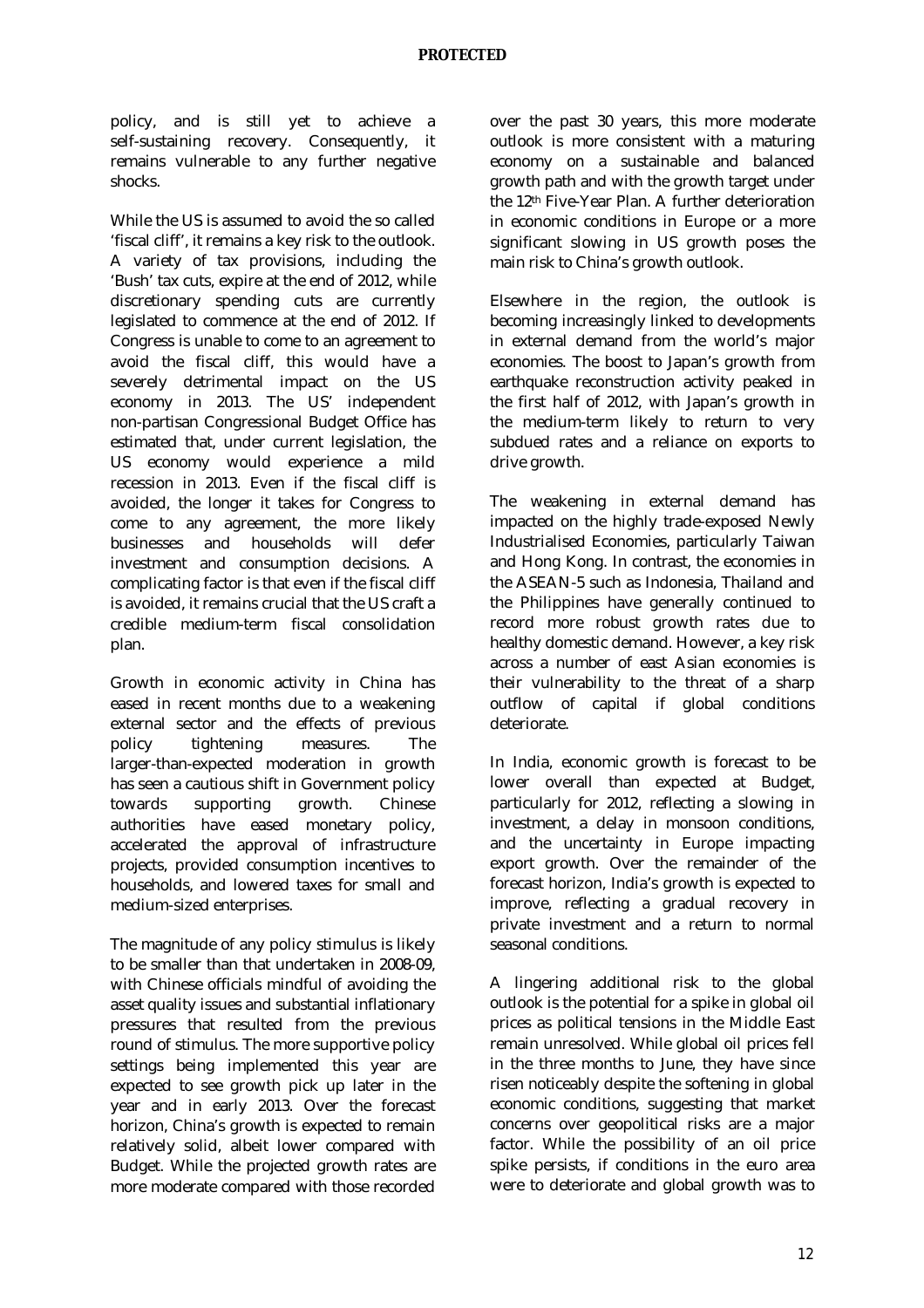policy, and is still yet to achieve a self-sustaining recovery. Consequently, it remains vulnerable to any further negative shocks.

While the US is assumed to avoid the so called 'fiscal cliff', it remains a key risk to the outlook. A variety of tax provisions, including the 'Bush' tax cuts, expire at the end of 2012, while discretionary spending cuts are currently legislated to commence at the end of 2012. If Congress is unable to come to an agreement to avoid the fiscal cliff, this would have a severely detrimental impact on the US economy in 2013. The US' independent non-partisan Congressional Budget Office has estimated that, under current legislation, the US economy would experience a mild recession in 2013. Even if the fiscal cliff is avoided, the longer it takes for Congress to come to any agreement, the more likely businesses and households will defer investment and consumption decisions. A complicating factor is that even if the fiscal cliff is avoided, it remains crucial that the US craft a credible medium-term fiscal consolidation plan.

Growth in economic activity in China has eased in recent months due to a weakening external sector and the effects of previous policy tightening measures. The larger-than-expected moderation in growth has seen a cautious shift in Government policy towards supporting growth. Chinese authorities have eased monetary policy, accelerated the approval of infrastructure projects, provided consumption incentives to households, and lowered taxes for small and medium-sized enterprises.

The magnitude of any policy stimulus is likely to be smaller than that undertaken in 2008-09, with Chinese officials mindful of avoiding the asset quality issues and substantial inflationary pressures that resulted from the previous round of stimulus. The more supportive policy settings being implemented this year are expected to see growth pick up later in the year and in early 2013. Over the forecast horizon, China's growth is expected to remain relatively solid, albeit lower compared with Budget. While the projected growth rates are more moderate compared with those recorded over the past 30 years, this more moderate outlook is more consistent with a maturing economy on a sustainable and balanced growth path and with the growth target under the 12th Five-Year Plan. A further deterioration in economic conditions in Europe or a more significant slowing in US growth poses the main risk to China's growth outlook.

Elsewhere in the region, the outlook is becoming increasingly linked to developments in external demand from the world's major economies. The boost to Japan's growth from earthquake reconstruction activity peaked in the first half of 2012, with Japan's growth in the medium-term likely to return to very subdued rates and a reliance on exports to drive growth.

The weakening in external demand has impacted on the highly trade-exposed Newly Industrialised Economies, particularly Taiwan and Hong Kong. In contrast, the economies in the ASEAN-5 such as Indonesia, Thailand and the Philippines have generally continued to record more robust growth rates due to healthy domestic demand. However, a key risk across a number of east Asian economies is their vulnerability to the threat of a sharp outflow of capital if global conditions deteriorate.

In India, economic growth is forecast to be lower overall than expected at Budget, particularly for 2012, reflecting a slowing in investment, a delay in monsoon conditions, and the uncertainty in Europe impacting export growth. Over the remainder of the forecast horizon, India's growth is expected to improve, reflecting a gradual recovery in private investment and a return to normal seasonal conditions.

A lingering additional risk to the global outlook is the potential for a spike in global oil prices as political tensions in the Middle East remain unresolved. While global oil prices fell in the three months to June, they have since risen noticeably despite the softening in global economic conditions, suggesting that market concerns over geopolitical risks are a major factor. While the possibility of an oil price spike persists, if conditions in the euro area were to deteriorate and global growth was to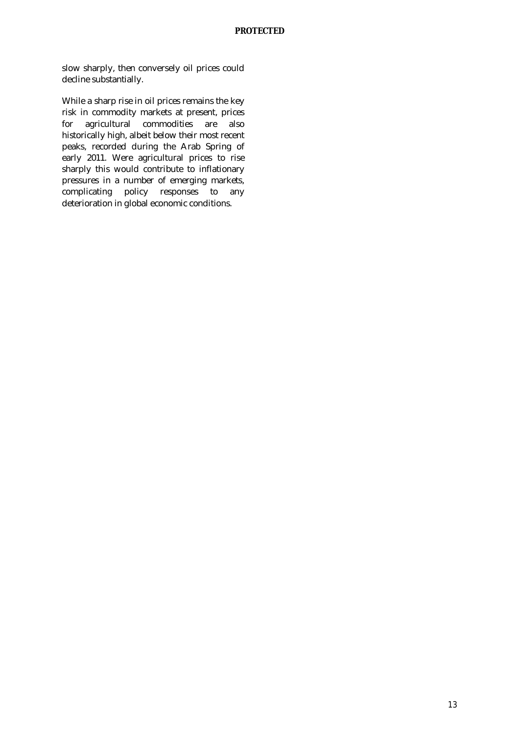slow sharply, then conversely oil prices could decline substantially.

While a sharp rise in oil prices remains the key risk in commodity markets at present, prices for agricultural commodities are also historically high, albeit below their most recent peaks, recorded during the Arab Spring of early 2011. Were agricultural prices to rise sharply this would contribute to inflationary pressures in a number of emerging markets, complicating policy responses to any deterioration in global economic conditions.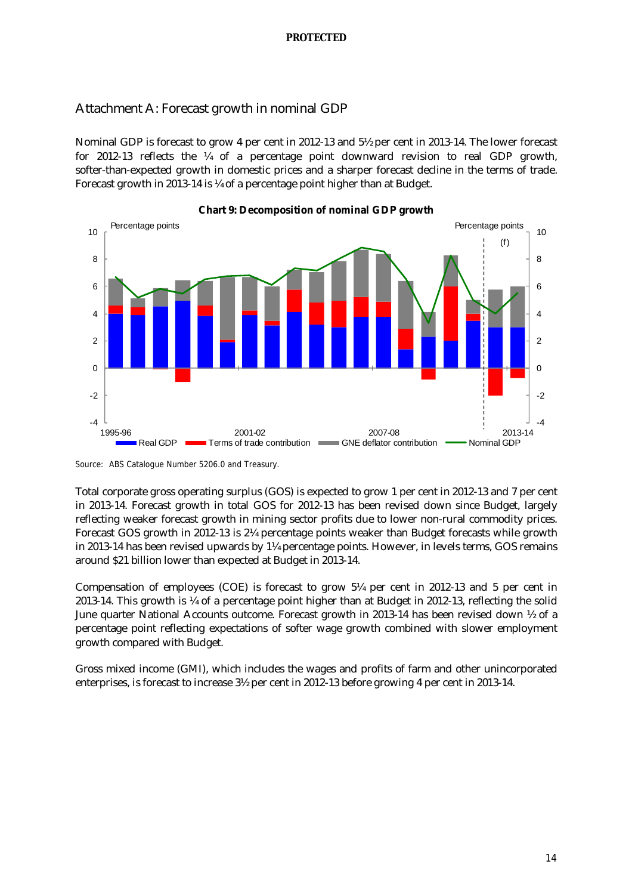PROTECTED

## Attachment A: Forecast growth in nominal GDP

Nominal GDP is forecast to grow 4 per cent in 2012-13 and 5½ per cent in 2013-14. The lower forecast for 2012-13 reflects the ¼ of a percentage point downward revision to real GDP growth, softer-than-expected growth in domestic prices and a sharper forecast decline in the terms of trade. Forecast growth in 2013-14 is ¼ of a percentage point higher than at Budget.

**Chart 9: Decomposition of nominal GDP growth**

Percentage points

Percentage points

(f)

10
8
6
4
2
0
-2
-4

1995-96
2001-02
2007-08
2013-14

Real GDP
Terms of trade contribution
GNE deflator contribution
Nominal GDP

Source: ABS Catalogue Number 5206.0 and Treasury.

Total corporate gross operating surplus (GOS) is expected to grow 1 per cent in 2012-13 and 7 per cent in 2013-14. Forecast growth in total GOS for 2012-13 has been revised down since Budget, largely reflecting weaker forecast growth in mining sector profits due to lower non-rural commodity prices. Forecast GOS growth in 2012-13 is 2¼ percentage points weaker than Budget forecasts while growth in 2013-14 has been revised upwards by 1¼ percentage points. However, in levels terms, GOS remains around $21 billion lower than expected at Budget in 2013-14.

Compensation of employees (COE) is forecast to grow 5¼ per cent in 2012-13 and 5 per cent in 2013-14. This growth is ¼ of a percentage point higher than at Budget in 2012-13, reflecting the solid June quarter National Accounts outcome. Forecast growth in 2013-14 has been revised down ½ of a percentage point reflecting expectations of softer wage growth combined with slower employment growth compared with Budget.

Gross mixed income (GMI), which includes the wages and profits of farm and other unincorporated enterprises, is forecast to increase 3½ per cent in 2012-13 before growing 4 per cent in 2013-14.